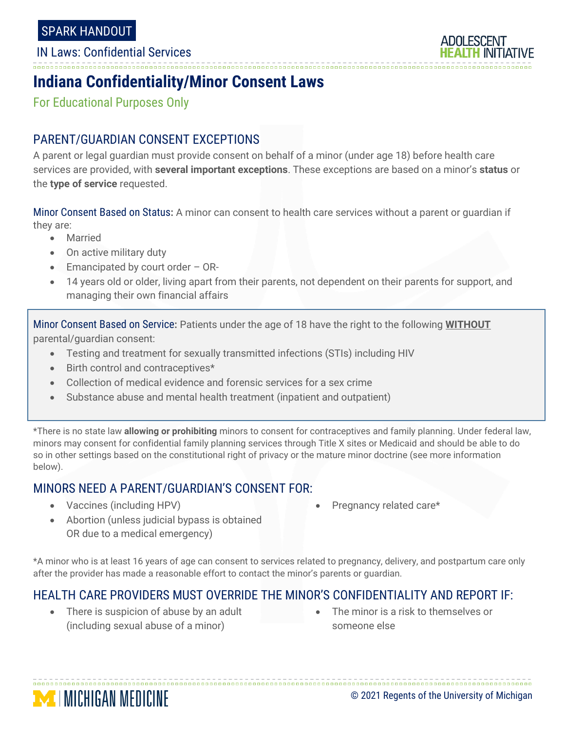SPARK HANDOUT

IN Laws: Confidential Services

# Indiana Confidentiality/Minor Consent Laws

For Educational Purposes Only

## PARENT/GUARDIAN CONSENT EXCEPTIONS

A parent or legal guardian must provide consent on behalf of a minor (under age 18) before health care services are provided, with **several important exceptions**. These exceptions are based on a minor's **status** or the **type of service** requested.

Minor Consent Based on Status: A minor can consent to health care services without a parent or guardian if they are:

- Married
- On active military duty
- Emancipated by court order – OR-
- 14 years old or older, living apart from their parents, not dependent on their parents for support, and managing their own financial affairs

Minor Consent Based on Service: Patients under the age of 18 have the right to the following **WITHOUT** parental/guardian consent:

- Testing and treatment for sexually transmitted infections (STIs) including HIV
- Birth control and contraceptives*
- Collection of medical evidence and forensic services for a sex crime
- Substance abuse and mental health treatment (inpatient and outpatient)

*There is no state law **allowing or prohibiting** minors to consent for contraceptives and family planning. Under federal law, minors may consent for confidential family planning services through Title X sites or Medicaid and should be able to do so in other settings based on the constitutional right of privacy or the mature minor doctrine (see more information below).

## MINORS NEED A PARENT/GUARDIAN'S CONSENT FOR:

- Vaccines (including HPV)
- Abortion (unless judicial bypass is obtained OR due to a medical emergency)
- Pregnancy related care*

*A minor who is at least 16 years of age can consent to services related to pregnancy, delivery, and postpartum care only after the provider has made a reasonable effort to contact the minor's parents or guardian.

## HEALTH CARE PROVIDERS MUST OVERRIDE THE MINOR'S CONFIDENTIALITY AND REPORT IF:

- There is suspicion of abuse by an adult (including sexual abuse of a minor)
- The minor is a risk to themselves or someone else

© 2021 Regents of the University of Michigan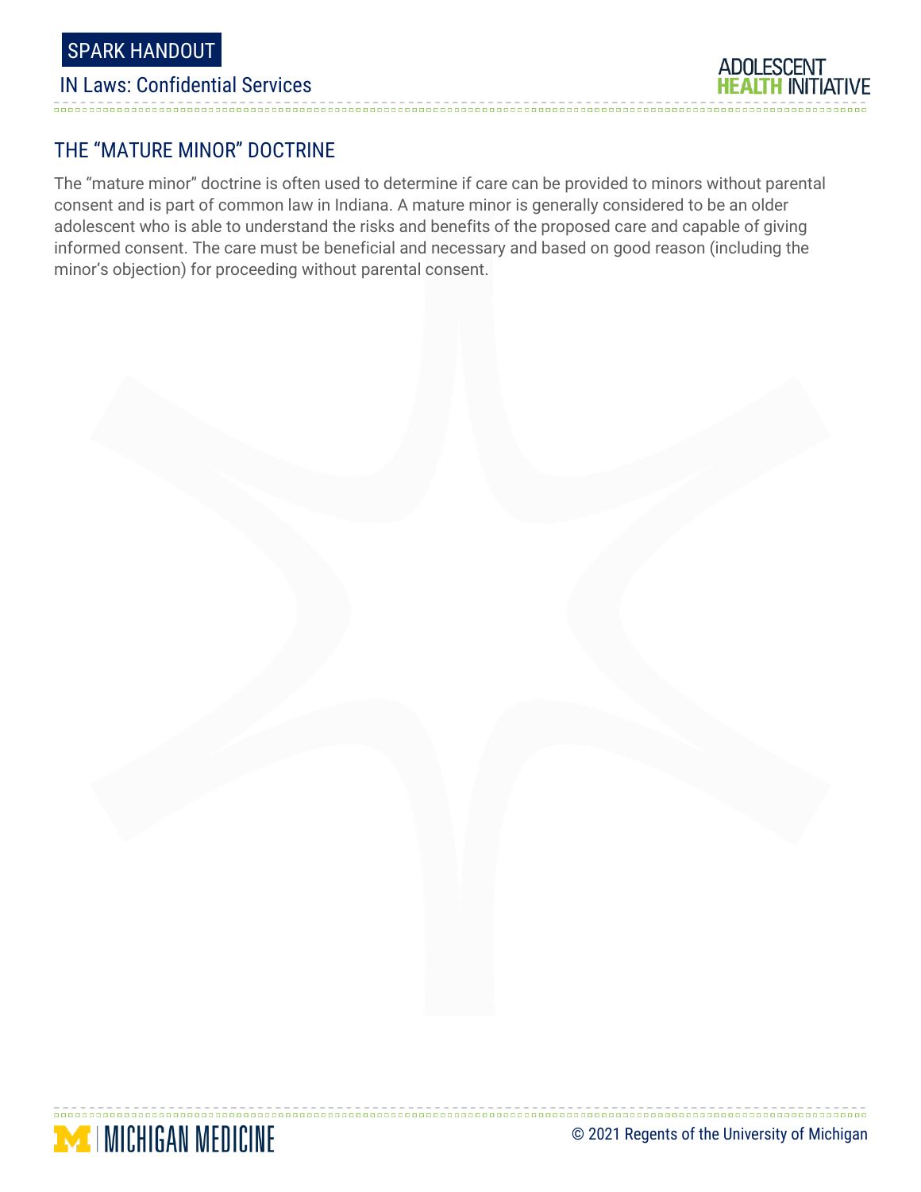## THE "MATURE MINOR" DOCTRINE

The "mature minor" doctrine is often used to determine if care can be provided to minors without parental consent and is part of common law in Indiana. A mature minor is generally considered to be an older adolescent who is able to understand the risks and benefits of the proposed care and capable of giving informed consent. The care must be beneficial and necessary and based on good reason (including the minor's objection) for proceeding without parental consent.